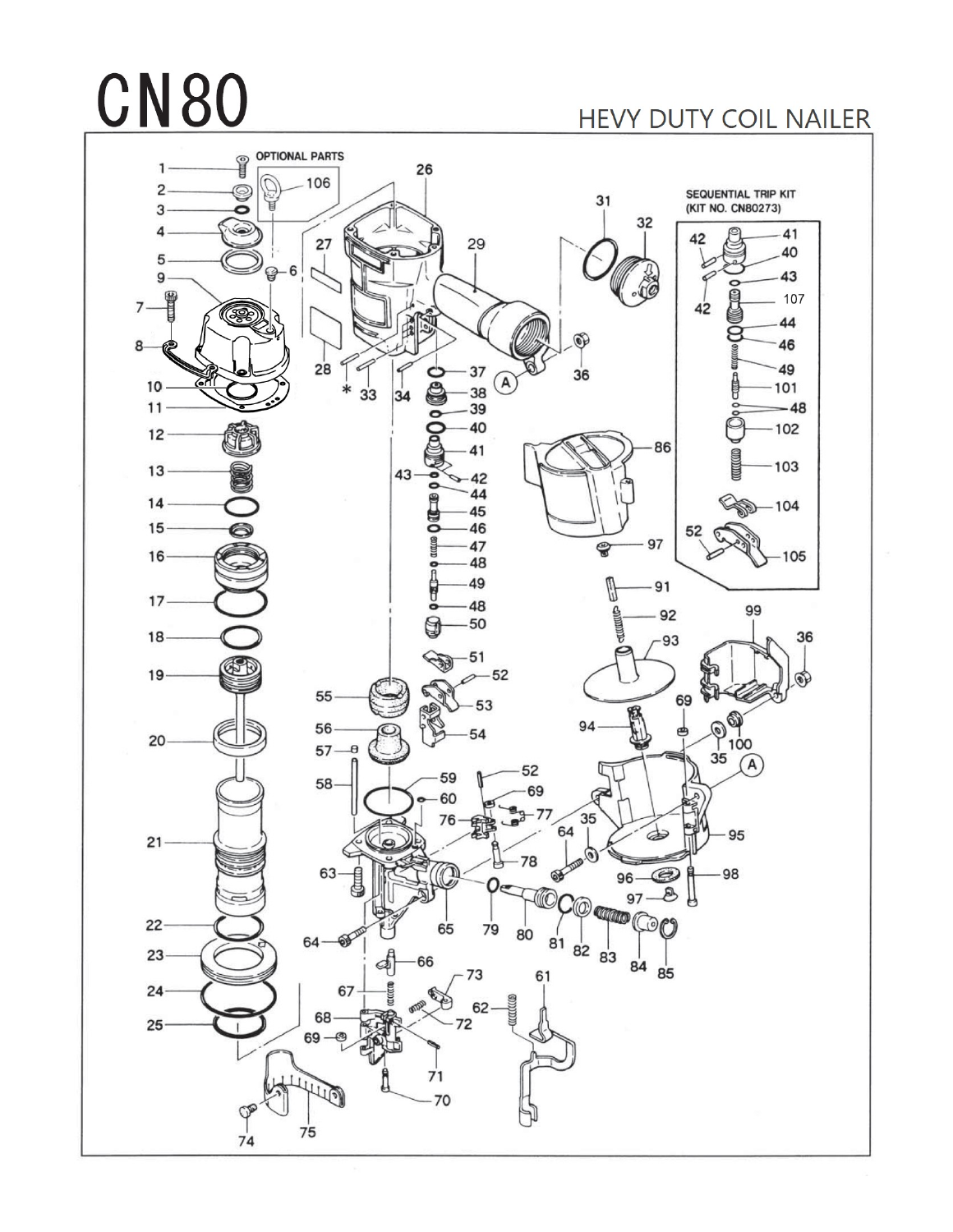# CN80

HEVY DUTY COIL NAILER

OPTIONAL PARTS

SEQUENTIAL TRIP KIT (KIT NO. CN80273)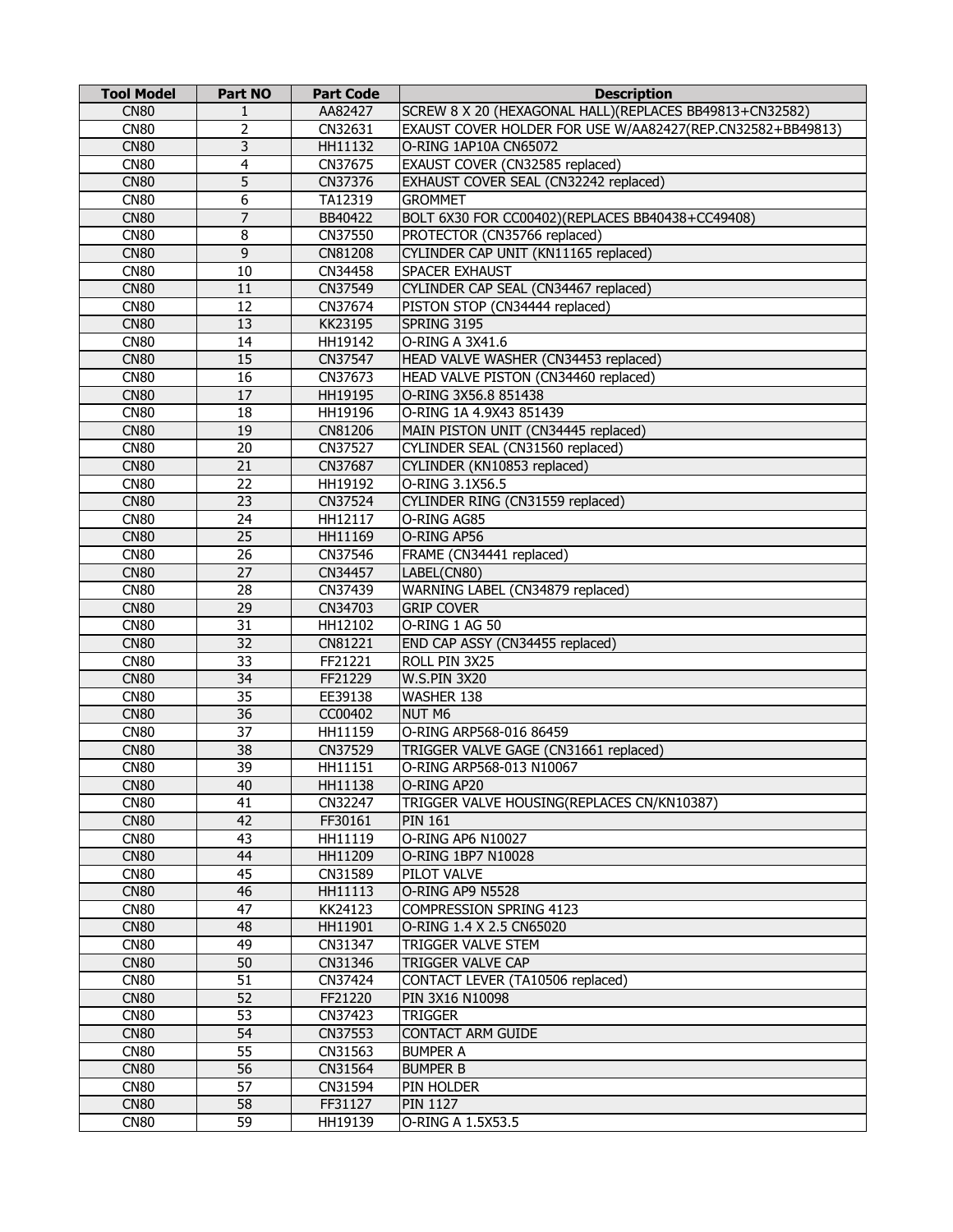| Tool Model | Part NO | Part Code | Description |
|---|---|---|---|
| CN80 | 1 | AA82427 | SCREW 8 X 20 (HEXAGONAL HALL)(REPLACES BB49813+CN32582) |
| CN80 | 2 | CN32631 | EXAUST COVER HOLDER FOR USE W/AA82427(REP.CN32582+BB49813) |
| CN80 | 3 | HH11132 | O-RING 1AP10A CN65072 |
| CN80 | 4 | CN37675 | EXAUST COVER (CN32585 replaced) |
| CN80 | 5 | CN37376 | EXHAUST COVER SEAL (CN32242 replaced) |
| CN80 | 6 | TA12319 | GROMMET |
| CN80 | 7 | BB40422 | BOLT 6X30 FOR CC00402)(REPLACES BB40438+CC49408) |
| CN80 | 8 | CN37550 | PROTECTOR (CN35766 replaced) |
| CN80 | 9 | CN81208 | CYLINDER CAP UNIT (KN11165 replaced) |
| CN80 | 10 | CN34458 | SPACER EXHAUST |
| CN80 | 11 | CN37549 | CYLINDER CAP SEAL (CN34467 replaced) |
| CN80 | 12 | CN37674 | PISTON STOP (CN34444 replaced) |
| CN80 | 13 | KK23195 | SPRING 3195 |
| CN80 | 14 | HH19142 | O-RING A 3X41.6 |
| CN80 | 15 | CN37547 | HEAD VALVE WASHER (CN34453 replaced) |
| CN80 | 16 | CN37673 | HEAD VALVE PISTON (CN34460 replaced) |
| CN80 | 17 | HH19195 | O-RING 3X56.8 851438 |
| CN80 | 18 | HH19196 | O-RING 1A 4.9X43 851439 |
| CN80 | 19 | CN81206 | MAIN PISTON UNIT (CN34445 replaced) |
| CN80 | 20 | CN37527 | CYLINDER SEAL (CN31560 replaced) |
| CN80 | 21 | CN37687 | CYLINDER (KN10853 replaced) |
| CN80 | 22 | HH19192 | O-RING 3.1X56.5 |
| CN80 | 23 | CN37524 | CYLINDER RING (CN31559 replaced) |
| CN80 | 24 | HH12117 | O-RING AG85 |
| CN80 | 25 | HH11169 | O-RING AP56 |
| CN80 | 26 | CN37546 | FRAME (CN34441 replaced) |
| CN80 | 27 | CN34457 | LABEL(CN80) |
| CN80 | 28 | CN37439 | WARNING LABEL (CN34879 replaced) |
| CN80 | 29 | CN34703 | GRIP COVER |
| CN80 | 31 | HH12102 | O-RING 1 AG 50 |
| CN80 | 32 | CN81221 | END CAP ASSY (CN34455 replaced) |
| CN80 | 33 | FF21221 | ROLL PIN 3X25 |
| CN80 | 34 | FF21229 | W.S.PIN 3X20 |
| CN80 | 35 | EE39138 | WASHER 138 |
| CN80 | 36 | CC00402 | NUT M6 |
| CN80 | 37 | HH11159 | O-RING ARP568-016 86459 |
| CN80 | 38 | CN37529 | TRIGGER VALVE GAGE (CN31661 replaced) |
| CN80 | 39 | HH11151 | O-RING ARP568-013 N10067 |
| CN80 | 40 | HH11138 | O-RING AP20 |
| CN80 | 41 | CN32247 | TRIGGER VALVE HOUSING(REPLACES CN/KN10387) |
| CN80 | 42 | FF30161 | PIN 161 |
| CN80 | 43 | HH11119 | O-RING AP6 N10027 |
| CN80 | 44 | HH11209 | O-RING 1BP7 N10028 |
| CN80 | 45 | CN31589 | PILOT VALVE |
| CN80 | 46 | HH11113 | O-RING AP9 N5528 |
| CN80 | 47 | KK24123 | COMPRESSION SPRING 4123 |
| CN80 | 48 | HH11901 | O-RING 1.4 X 2.5 CN65020 |
| CN80 | 49 | CN31347 | TRIGGER VALVE STEM |
| CN80 | 50 | CN31346 | TRIGGER VALVE CAP |
| CN80 | 51 | CN37424 | CONTACT LEVER (TA10506 replaced) |
| CN80 | 52 | FF21220 | PIN 3X16 N10098 |
| CN80 | 53 | CN37423 | TRIGGER |
| CN80 | 54 | CN37553 | CONTACT ARM GUIDE |
| CN80 | 55 | CN31563 | BUMPER A |
| CN80 | 56 | CN31564 | BUMPER B |
| CN80 | 57 | CN31594 | PIN HOLDER |
| CN80 | 58 | FF31127 | PIN 1127 |
| CN80 | 59 | HH19139 | O-RING A 1.5X53.5 |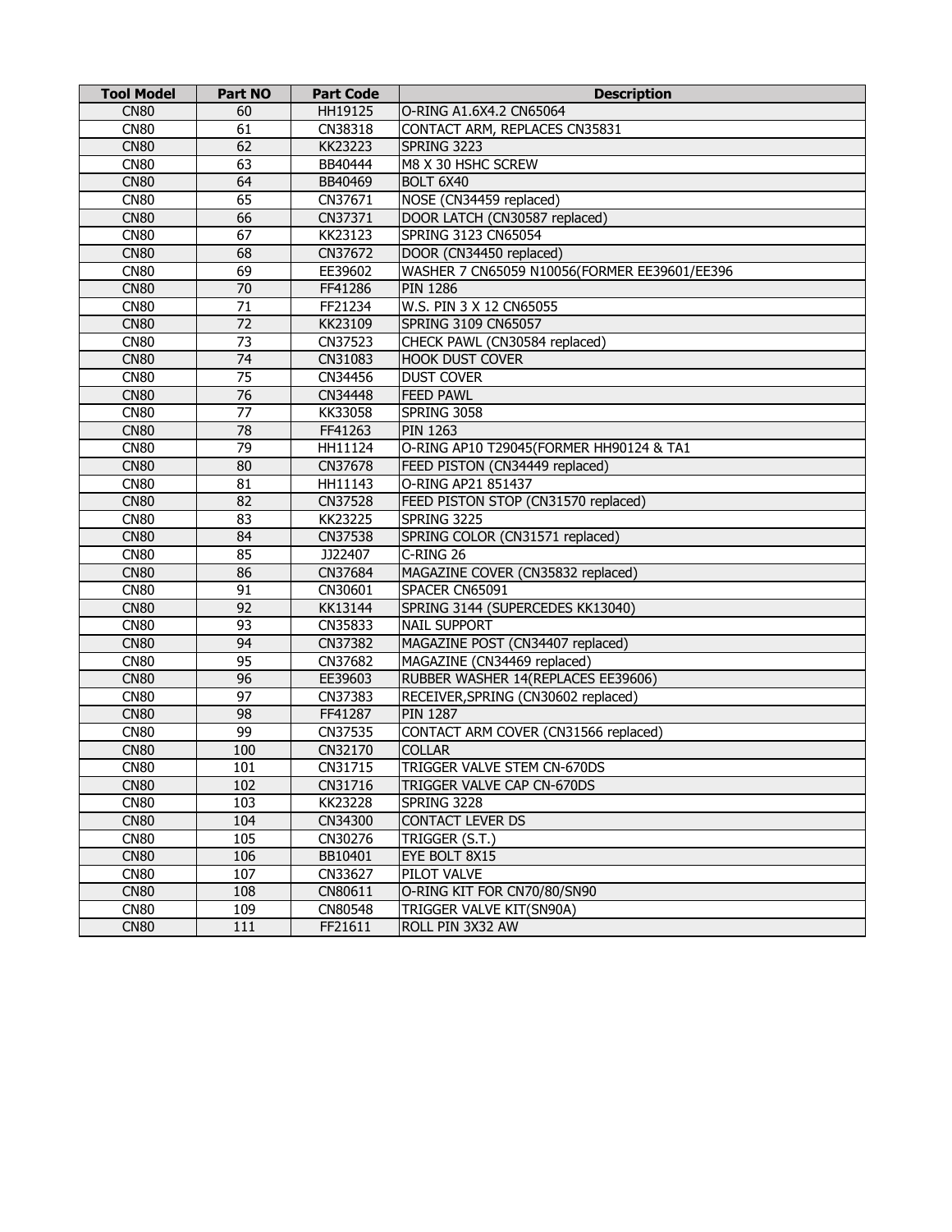| Tool Model | Part NO | Part Code | Description |
|---|---|---|---|
| CN80 | 60 | HH19125 | O-RING A1.6X4.2 CN65064 |
| CN80 | 61 | CN38318 | CONTACT ARM, REPLACES CN35831 |
| CN80 | 62 | KK23223 | SPRING 3223 |
| CN80 | 63 | BB40444 | M8 X 30 HSHC SCREW |
| CN80 | 64 | BB40469 | BOLT 6X40 |
| CN80 | 65 | CN37671 | NOSE (CN34459 replaced) |
| CN80 | 66 | CN37371 | DOOR LATCH (CN30587 replaced) |
| CN80 | 67 | KK23123 | SPRING 3123 CN65054 |
| CN80 | 68 | CN37672 | DOOR (CN34450 replaced) |
| CN80 | 69 | EE39602 | WASHER 7 CN65059 N10056(FORMER EE39601/EE396 |
| CN80 | 70 | FF41286 | PIN 1286 |
| CN80 | 71 | FF21234 | W.S. PIN 3 X 12 CN65055 |
| CN80 | 72 | KK23109 | SPRING 3109 CN65057 |
| CN80 | 73 | CN37523 | CHECK PAWL (CN30584 replaced) |
| CN80 | 74 | CN31083 | HOOK DUST COVER |
| CN80 | 75 | CN34456 | DUST COVER |
| CN80 | 76 | CN34448 | FEED PAWL |
| CN80 | 77 | KK33058 | SPRING 3058 |
| CN80 | 78 | FF41263 | PIN 1263 |
| CN80 | 79 | HH11124 | O-RING AP10 T29045(FORMER HH90124 & TA1 |
| CN80 | 80 | CN37678 | FEED PISTON (CN34449 replaced) |
| CN80 | 81 | HH11143 | O-RING AP21 851437 |
| CN80 | 82 | CN37528 | FEED PISTON STOP (CN31570 replaced) |
| CN80 | 83 | KK23225 | SPRING 3225 |
| CN80 | 84 | CN37538 | SPRING COLOR (CN31571 replaced) |
| CN80 | 85 | JJ22407 | C-RING 26 |
| CN80 | 86 | CN37684 | MAGAZINE COVER (CN35832 replaced) |
| CN80 | 91 | CN30601 | SPACER CN65091 |
| CN80 | 92 | KK13144 | SPRING 3144 (SUPERCEDES KK13040) |
| CN80 | 93 | CN35833 | NAIL SUPPORT |
| CN80 | 94 | CN37382 | MAGAZINE POST (CN34407 replaced) |
| CN80 | 95 | CN37682 | MAGAZINE (CN34469 replaced) |
| CN80 | 96 | EE39603 | RUBBER WASHER 14(REPLACES EE39606) |
| CN80 | 97 | CN37383 | RECEIVER,SPRING (CN30602 replaced) |
| CN80 | 98 | FF41287 | PIN 1287 |
| CN80 | 99 | CN37535 | CONTACT ARM COVER (CN31566 replaced) |
| CN80 | 100 | CN32170 | COLLAR |
| CN80 | 101 | CN31715 | TRIGGER VALVE STEM CN-670DS |
| CN80 | 102 | CN31716 | TRIGGER VALVE CAP CN-670DS |
| CN80 | 103 | KK23228 | SPRING 3228 |
| CN80 | 104 | CN34300 | CONTACT LEVER DS |
| CN80 | 105 | CN30276 | TRIGGER (S.T.) |
| CN80 | 106 | BB10401 | EYE BOLT 8X15 |
| CN80 | 107 | CN33627 | PILOT VALVE |
| CN80 | 108 | CN80611 | O-RING KIT FOR CN70/80/SN90 |
| CN80 | 109 | CN80548 | TRIGGER VALVE KIT(SN90A) |
| CN80 | 111 | FF21611 | ROLL PIN 3X32 AW |